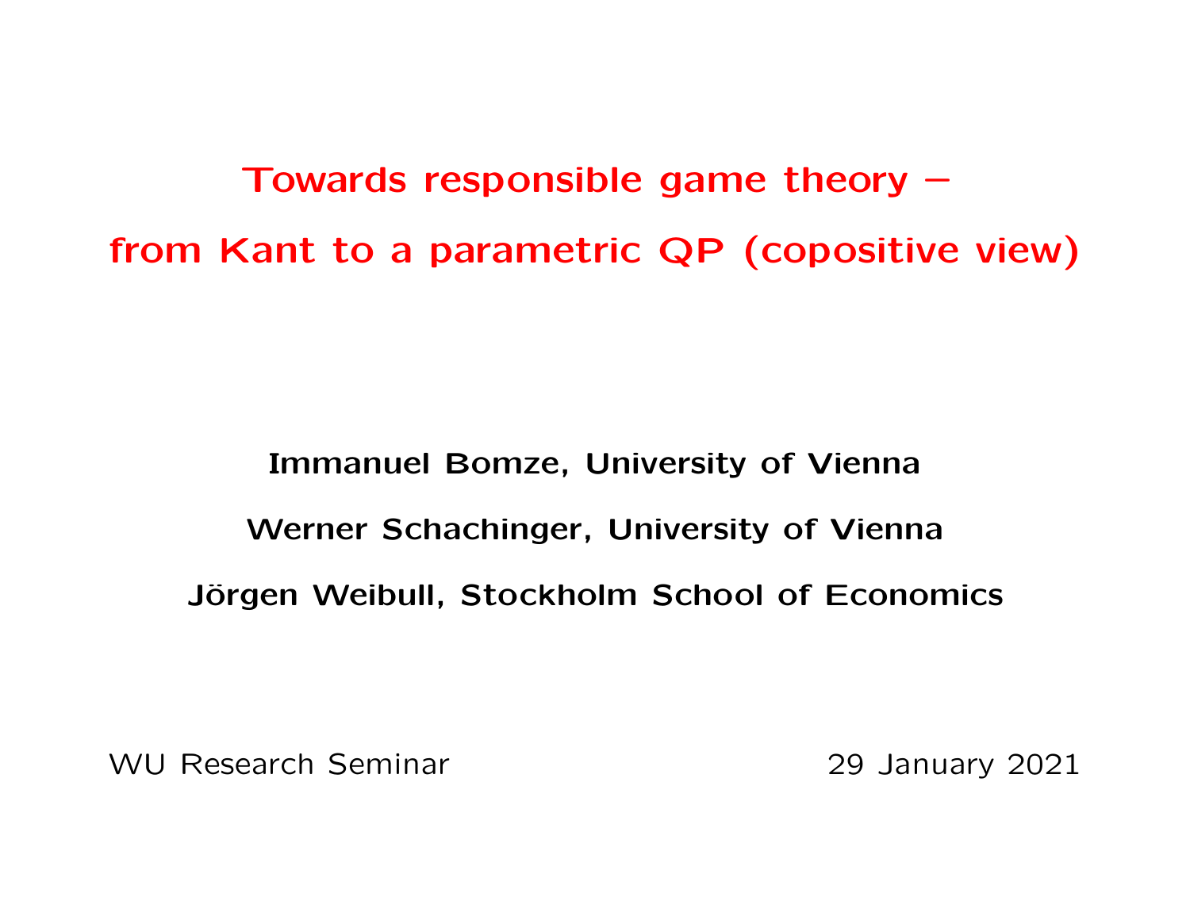# Towards responsible game theory – from Kant to a parametric QP (copositive view)

**Immanuel Bomze, University of Vienna**

**Werner Schachinger, University of Vienna**

**Jörgen Weibull, Stockholm School of Economics**

WU Research Seminar

29 January 2021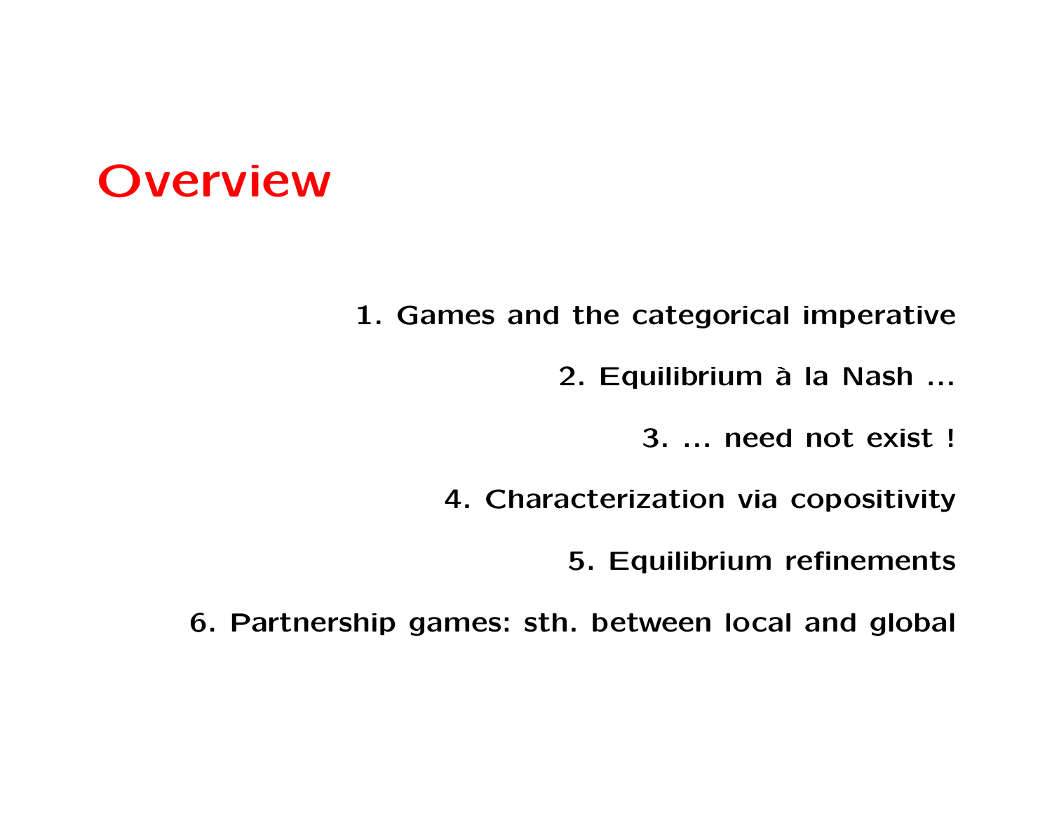# Overview

1. Games and the categorical imperative
2. Equilibrium à la Nash ...
3. ... need not exist !
4. Characterization via copositivity
5. Equilibrium refinements
6. Partnership games: sth. between local and global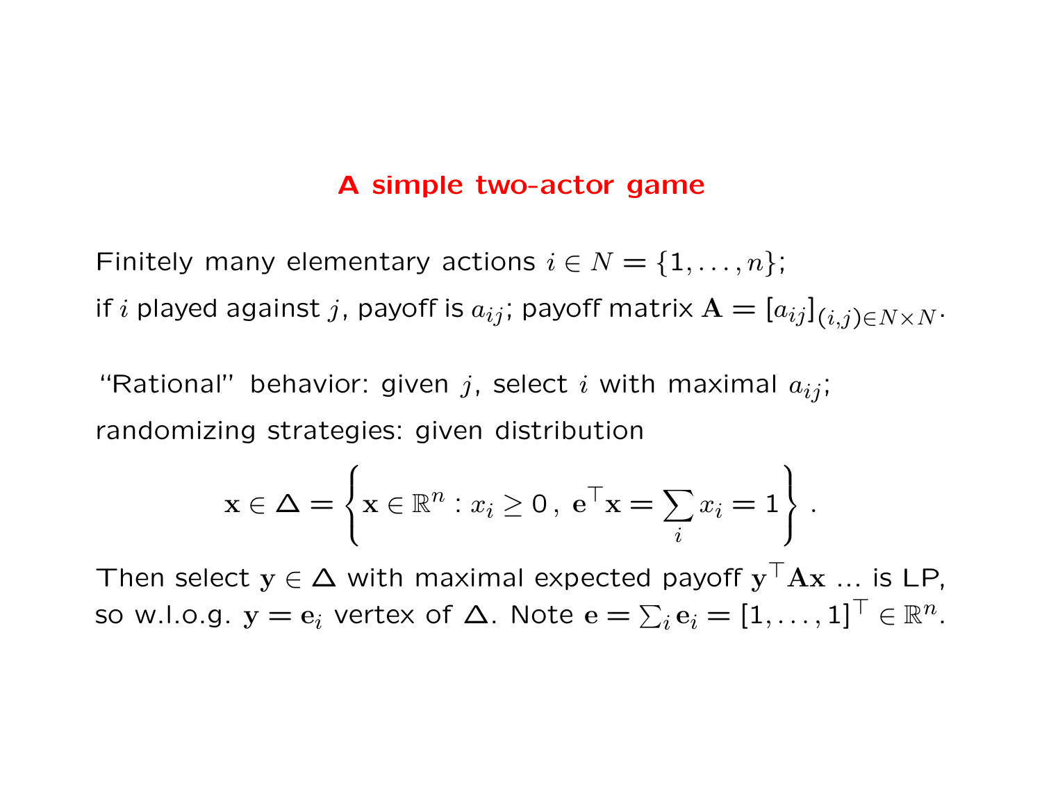# A simple two-actor game

Finitely many elementary actions $i \in N = \{1, \ldots, n\}$;
if $i$ played against $j$, payoff is $a_{ij}$; payoff matrix $\mathbf{A} = [a_{ij}]_{(i,j) \in N \times N}$.

"Rational" behavior: given $j$, select $i$ with maximal $a_{ij}$;
randomizing strategies: given distribution

$$\mathbf{x} \in \Delta = \left\{ \mathbf{x} \in \mathbb{R}^n : x_i \geq 0 \,,\; \mathbf{e}^\top \mathbf{x} = \sum_i x_i = 1 \right\} .$$

Then select $\mathbf{y} \in \Delta$ with maximal expected payoff $\mathbf{y}^\top \mathbf{A} \mathbf{x}$ ... is LP,
so w.l.o.g. $\mathbf{y} = \mathbf{e}_i$ vertex of $\Delta$. Note $\mathbf{e} = \sum_i \mathbf{e}_i = [1, \ldots, 1]^\top \in \mathbb{R}^n$.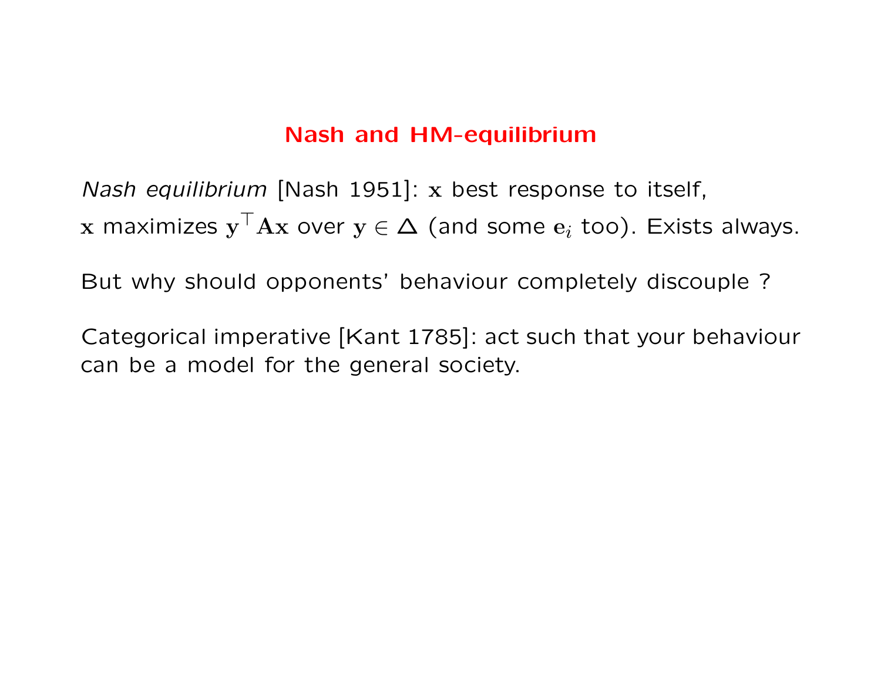## Nash and HM-equilibrium

*Nash equilibrium* [Nash 1951]: $\mathbf{x}$ best response to itself,
$\mathbf{x}$ maximizes $\mathbf{y}^\top \mathbf{A}\mathbf{x}$ over $\mathbf{y} \in \Delta$ (and some $\mathbf{e}_i$ too). Exists always.

But why should opponents' behaviour completely discouple ?

Categorical imperative [Kant 1785]: act such that your behaviour can be a model for the general society.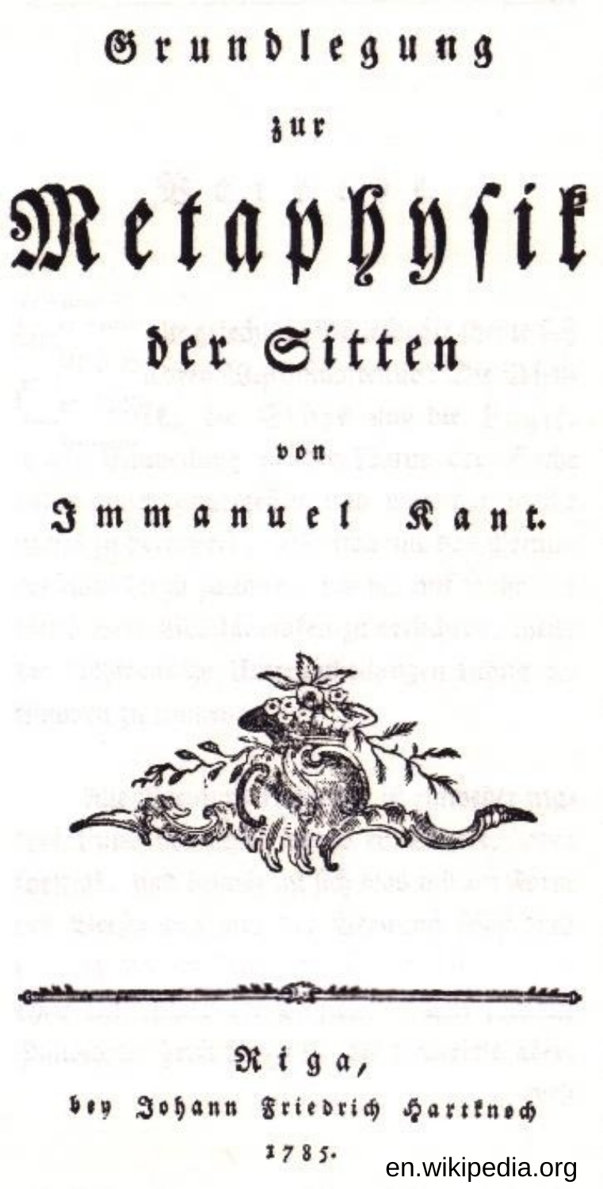# Grundlegung

zur

# Metaphysik

der Sitten

von

**Immanuel Kant.**

Riga,

bey Johann Friedrich Hartknoch

1785.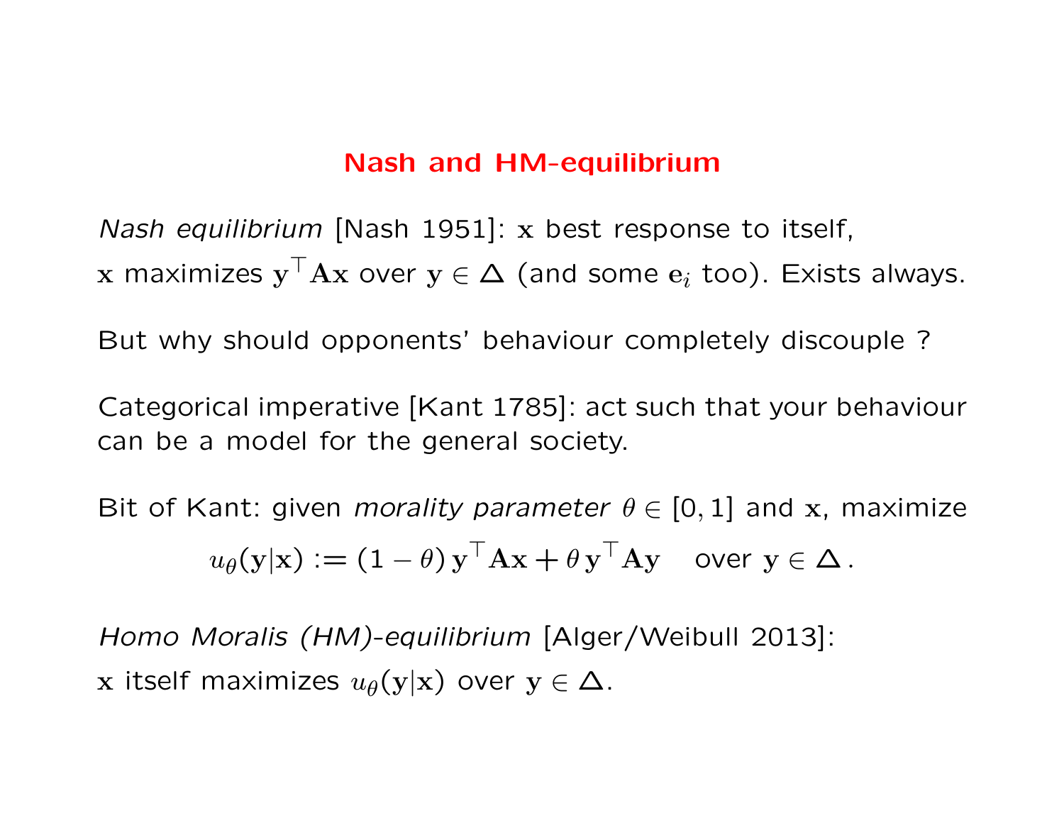# Nash and HM-equilibrium

*Nash equilibrium* [Nash 1951]: $\mathbf{x}$ best response to itself,
$\mathbf{x}$ maximizes $\mathbf{y}^\top \mathbf{A}\mathbf{x}$ over $\mathbf{y} \in \Delta$ (and some $\mathbf{e}_i$ too). Exists always.

But why should opponents' behaviour completely discouple ?

Categorical imperative [Kant 1785]: act such that your behaviour can be a model for the general society.

Bit of Kant: given *morality parameter* $\theta \in [0, 1]$ and $\mathbf{x}$, maximize

$$u_\theta(\mathbf{y}|\mathbf{x}) := (1 - \theta)\, \mathbf{y}^\top \mathbf{A}\mathbf{x} + \theta\, \mathbf{y}^\top \mathbf{A}\mathbf{y} \quad \text{over } \mathbf{y} \in \Delta\,.$$

*Homo Moralis (HM)-equilibrium* [Alger/Weibull 2013]:
$\mathbf{x}$ itself maximizes $u_\theta(\mathbf{y}|\mathbf{x})$ over $\mathbf{y} \in \Delta$.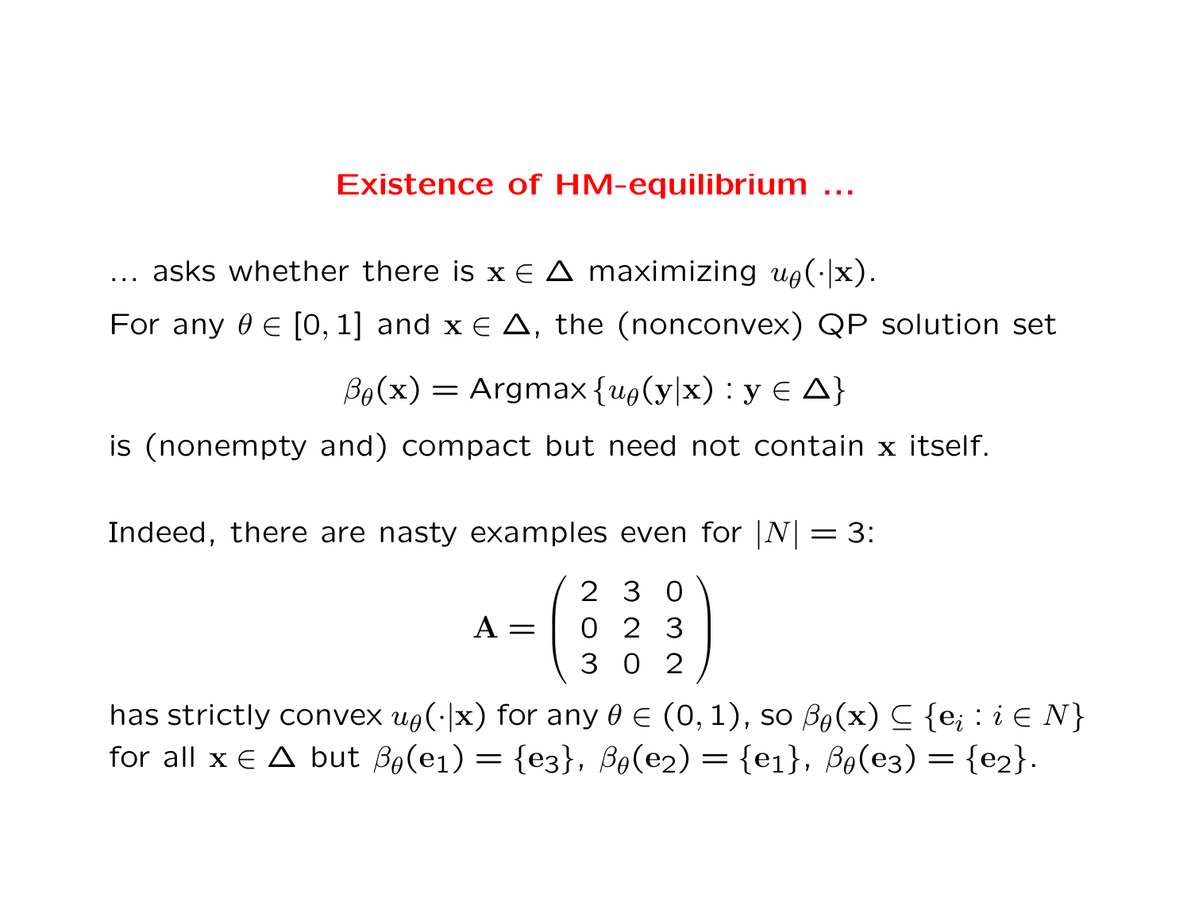## Existence of HM-equilibrium ...

... asks whether there is $\mathbf{x} \in \Delta$ maximizing $u_\theta(\cdot|\mathbf{x})$.

For any $\theta \in [0, 1]$ and $\mathbf{x} \in \Delta$, the (nonconvex) QP solution set

$$\beta_\theta(\mathbf{x}) = \text{Argmax}\{u_\theta(\mathbf{y}|\mathbf{x}) : \mathbf{y} \in \Delta\}$$

is (nonempty and) compact but need not contain $\mathbf{x}$ itself.

Indeed, there are nasty examples even for $|N| = 3$:

$$\mathbf{A} = \begin{pmatrix} 2 & 3 & 0 \\ 0 & 2 & 3 \\ 3 & 0 & 2 \end{pmatrix}$$

has strictly convex $u_\theta(\cdot|\mathbf{x})$ for any $\theta \in (0, 1)$, so $\beta_\theta(\mathbf{x}) \subseteq \{\mathbf{e}_i : i \in N\}$ for all $\mathbf{x} \in \Delta$ but $\beta_\theta(\mathbf{e}_1) = \{\mathbf{e}_3\}$, $\beta_\theta(\mathbf{e}_2) = \{\mathbf{e}_1\}$, $\beta_\theta(\mathbf{e}_3) = \{\mathbf{e}_2\}$.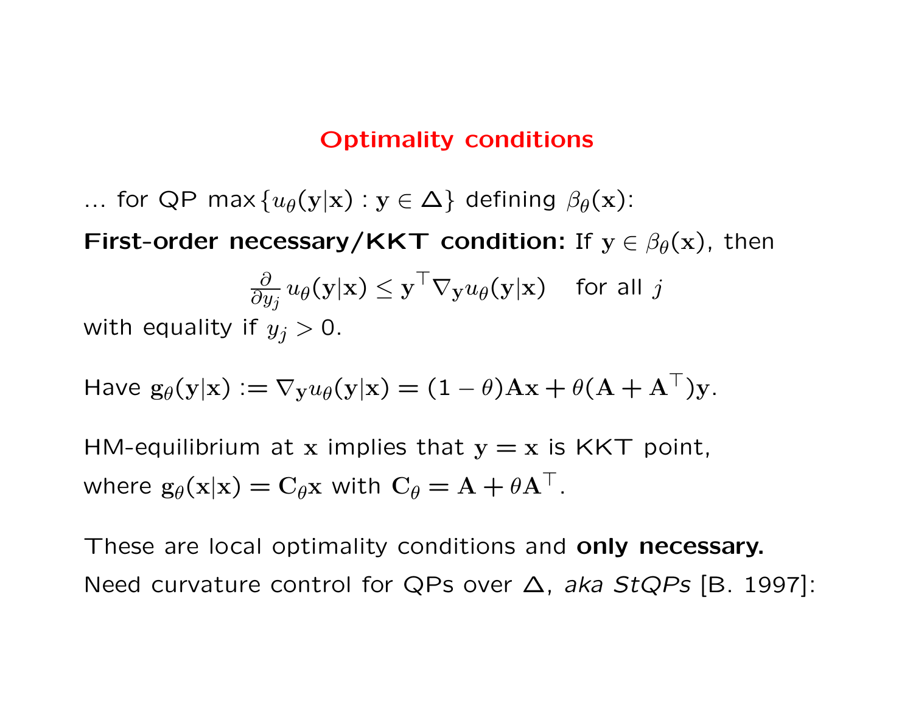# Optimality conditions

... for QP $\max\{u_\theta(\mathbf{y}|\mathbf{x}) : \mathbf{y} \in \Delta\}$ defining $\beta_\theta(\mathbf{x})$:

**First-order necessary/KKT condition:** If $\mathbf{y} \in \beta_\theta(\mathbf{x})$, then

$$\tfrac{\partial}{\partial y_j} u_\theta(\mathbf{y}|\mathbf{x}) \le \mathbf{y}^\top \nabla_{\mathbf{y}} u_\theta(\mathbf{y}|\mathbf{x}) \quad \text{for all } j$$

with equality if $y_j > 0$.

Have $\mathbf{g}_\theta(\mathbf{y}|\mathbf{x}) := \nabla_{\mathbf{y}} u_\theta(\mathbf{y}|\mathbf{x}) = (1-\theta)\mathbf{A}\mathbf{x} + \theta(\mathbf{A} + \mathbf{A}^\top)\mathbf{y}$.

HM-equilibrium at $\mathbf{x}$ implies that $\mathbf{y} = \mathbf{x}$ is KKT point,
where $\mathbf{g}_\theta(\mathbf{x}|\mathbf{x}) = \mathbf{C}_\theta \mathbf{x}$ with $\mathbf{C}_\theta = \mathbf{A} + \theta\mathbf{A}^\top$.

These are local optimality conditions and **only necessary.**
Need curvature control for QPs over $\Delta$, *aka StQPs* [B. 1997]: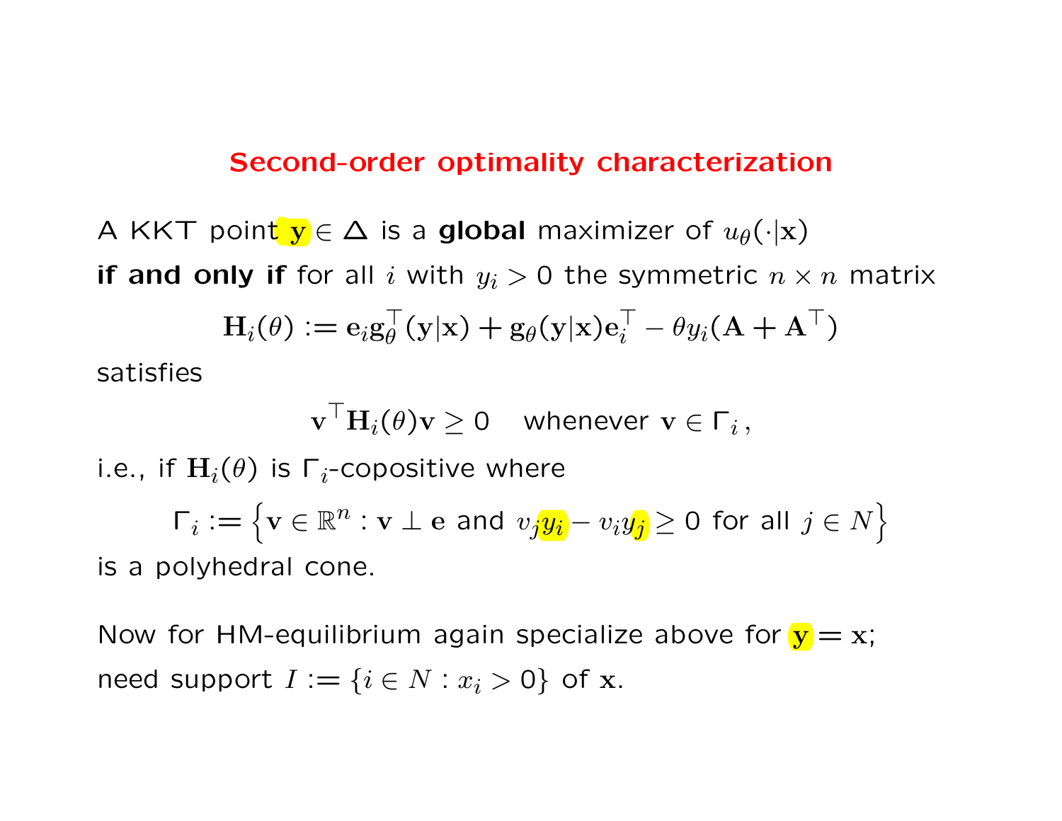# Second-order optimality characterization

A KKT point $\mathbf{y} \in \Delta$ is a **global** maximizer of $u_\theta(\cdot|\mathbf{x})$ **if and only if** for all $i$ with $y_i > 0$ the symmetric $n \times n$ matrix

$$\mathbf{H}_i(\theta) := \mathbf{e}_i \mathbf{g}_\theta^\top(\mathbf{y}|\mathbf{x}) + \mathbf{g}_\theta(\mathbf{y}|\mathbf{x})\mathbf{e}_i^\top - \theta y_i(\mathbf{A} + \mathbf{A}^\top)$$

satisfies

$$\mathbf{v}^\top \mathbf{H}_i(\theta)\mathbf{v} \geq 0 \quad \text{whenever } \mathbf{v} \in \Gamma_i\,,$$

i.e., if $\mathbf{H}_i(\theta)$ is $\Gamma_i$-copositive where

$$\Gamma_i := \left\{\mathbf{v} \in \mathbb{R}^n : \mathbf{v} \perp \mathbf{e} \text{ and } v_j y_i - v_i y_j \geq 0 \text{ for all } j \in N\right\}$$

is a polyhedral cone.

Now for HM-equilibrium again specialize above for $\mathbf{y} = \mathbf{x}$; need support $I := \{i \in N : x_i > 0\}$ of $\mathbf{x}$.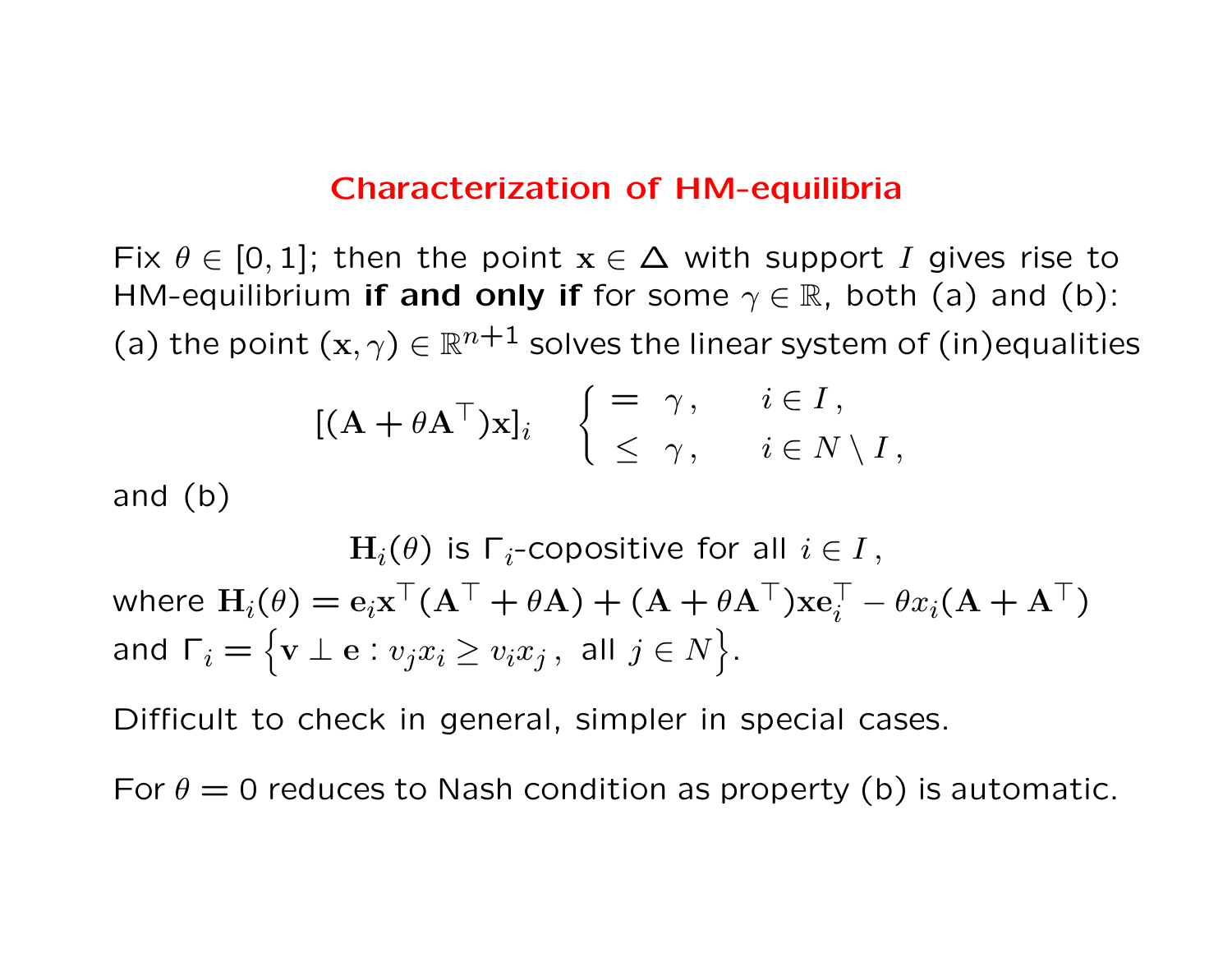# Characterization of HM-equilibria

Fix $\theta \in [0,1]$; then the point $\mathbf{x} \in \Delta$ with support $I$ gives rise to HM-equilibrium **if and only if** for some $\gamma \in \mathbb{R}$, both (a) and (b):

(a) the point $(\mathbf{x}, \gamma) \in \mathbb{R}^{n+1}$ solves the linear system of (in)equalities

$$[(\mathbf{A} + \theta \mathbf{A}^\top)\mathbf{x}]_i \quad \begin{cases} = & \gamma\,, \qquad i \in I\,, \\ \leq & \gamma\,, \qquad i \in N \setminus I\,, \end{cases}$$

and (b)

$$\mathbf{H}_i(\theta) \text{ is } \Gamma_i\text{-copositive for all } i \in I\,,$$

where $\mathbf{H}_i(\theta) = \mathbf{e}_i \mathbf{x}^\top (\mathbf{A}^\top + \theta \mathbf{A}) + (\mathbf{A} + \theta \mathbf{A}^\top)\mathbf{x}\mathbf{e}_i^\top - \theta x_i (\mathbf{A} + \mathbf{A}^\top)$ and $\Gamma_i = \left\{ \mathbf{v} \perp \mathbf{e} : v_j x_i \geq v_i x_j\,, \text{ all } j \in N \right\}$.

Difficult to check in general, simpler in special cases.

For $\theta = 0$ reduces to Nash condition as property (b) is automatic.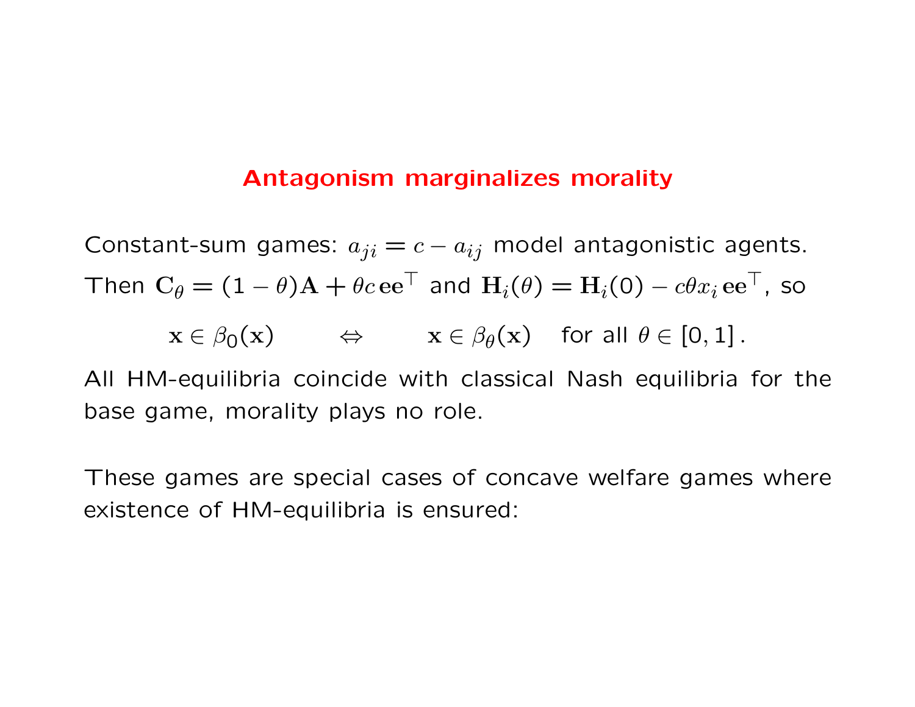## Antagonism marginalizes morality

Constant-sum games: $a_{ji} = c - a_{ij}$ model antagonistic agents.
Then $\mathbf{C}_\theta = (1-\theta)\mathbf{A} + \theta c\, \mathbf{e}\mathbf{e}^\top$ and $\mathbf{H}_i(\theta) = \mathbf{H}_i(0) - c\theta x_i\, \mathbf{e}\mathbf{e}^\top$, so

$$\mathbf{x} \in \beta_0(\mathbf{x}) \qquad \Leftrightarrow \qquad \mathbf{x} \in \beta_\theta(\mathbf{x}) \quad \text{for all } \theta \in [0,1]\,.$$

All HM-equilibria coincide with classical Nash equilibria for the base game, morality plays no role.

These games are special cases of concave welfare games where existence of HM-equilibria is ensured: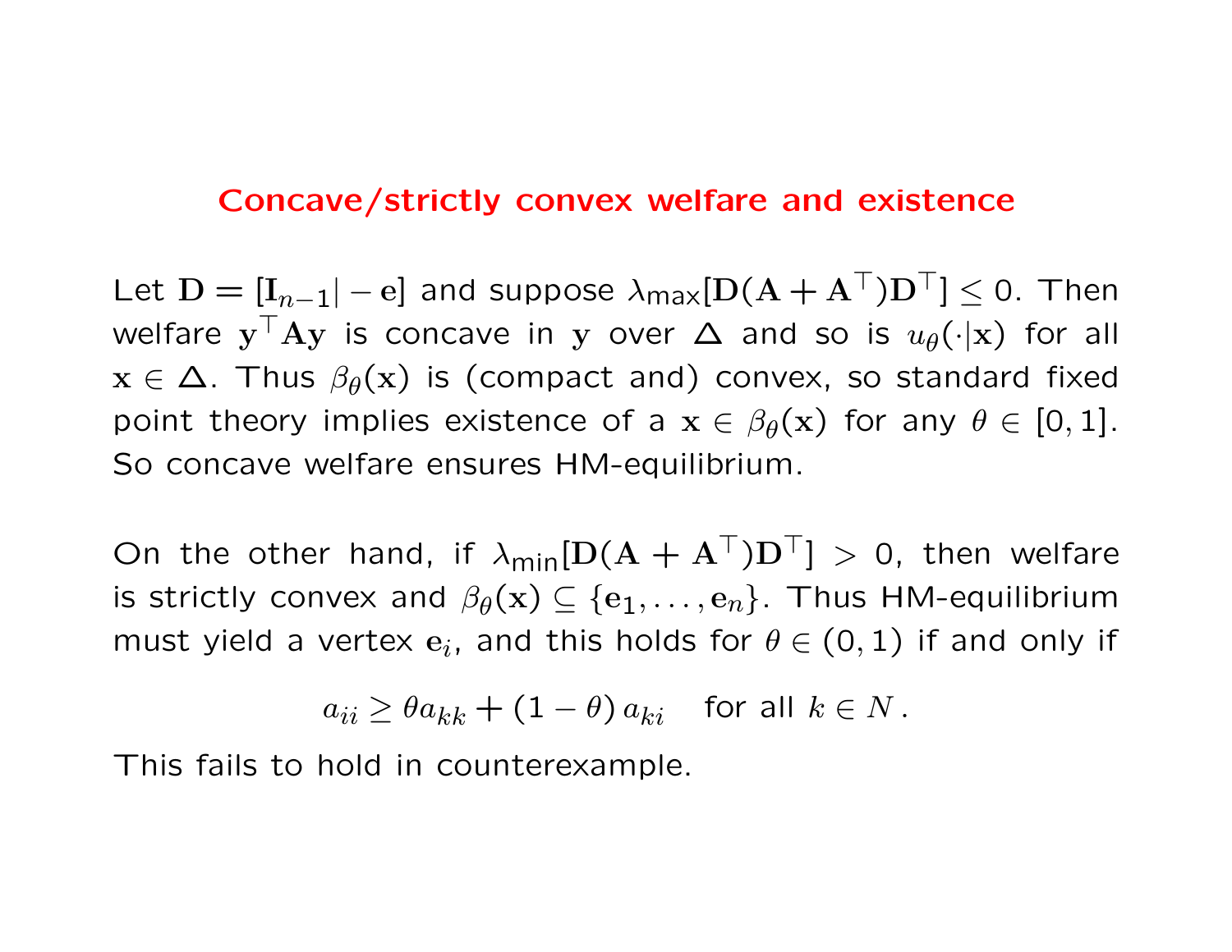# Concave/strictly convex welfare and existence

Let $\mathbf{D} = [\mathbf{I}_{n-1}| - \mathbf{e}]$ and suppose $\lambda_{\mathsf{max}}[\mathbf{D}(\mathbf{A} + \mathbf{A}^\top)\mathbf{D}^\top] \leq 0$. Then welfare $\mathbf{y}^\top \mathbf{A}\mathbf{y}$ is concave in $\mathbf{y}$ over $\Delta$ and so is $u_\theta(\cdot|\mathbf{x})$ for all $\mathbf{x} \in \Delta$. Thus $\beta_\theta(\mathbf{x})$ is (compact and) convex, so standard fixed point theory implies existence of a $\mathbf{x} \in \beta_\theta(\mathbf{x})$ for any $\theta \in [0,1]$. So concave welfare ensures HM-equilibrium.

On the other hand, if $\lambda_{\mathsf{min}}[\mathbf{D}(\mathbf{A} + \mathbf{A}^\top)\mathbf{D}^\top] > 0$, then welfare is strictly convex and $\beta_\theta(\mathbf{x}) \subseteq \{\mathbf{e}_1, \ldots, \mathbf{e}_n\}$. Thus HM-equilibrium must yield a vertex $\mathbf{e}_i$, and this holds for $\theta \in (0,1)$ if and only if

$$a_{ii} \geq \theta a_{kk} + (1-\theta)\, a_{ki} \quad \text{for all } k \in N\,.$$

This fails to hold in counterexample.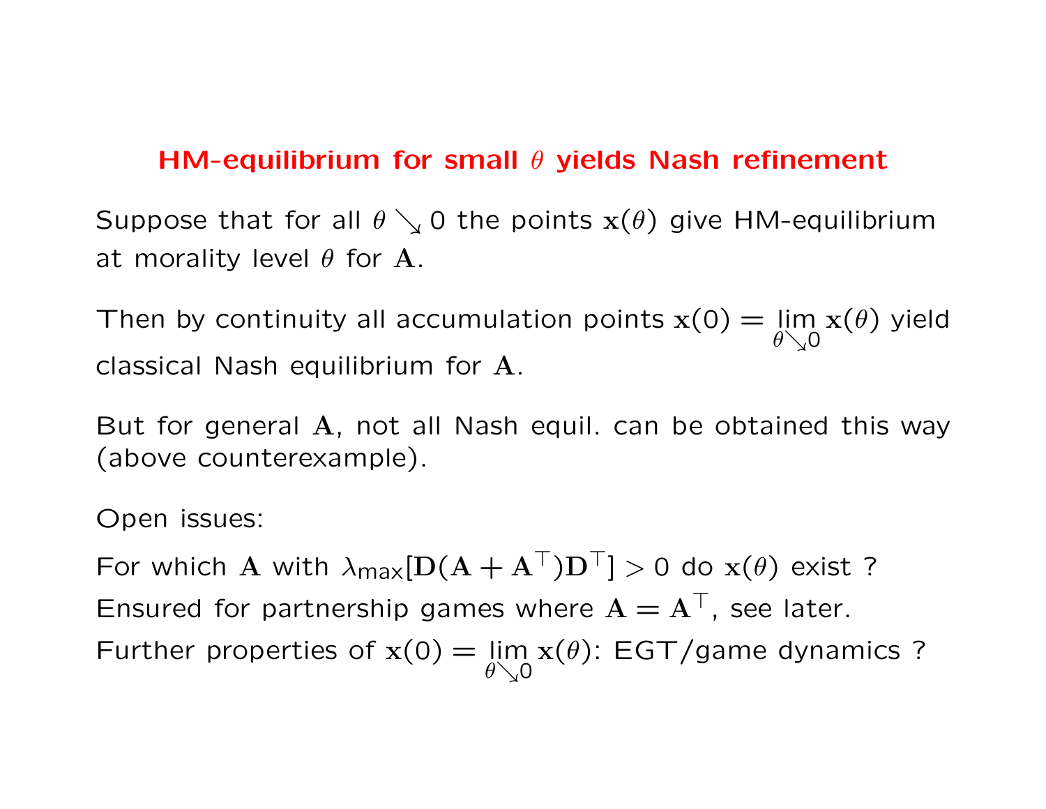## HM-equilibrium for small $\theta$ yields Nash refinement

Suppose that for all $\theta \searrow 0$ the points $\mathbf{x}(\theta)$ give HM-equilibrium at morality level $\theta$ for $\mathbf{A}$.

Then by continuity all accumulation points $\mathbf{x}(0) = \lim_{\theta \searrow 0} \mathbf{x}(\theta)$ yield classical Nash equilibrium for $\mathbf{A}$.

But for general $\mathbf{A}$, not all Nash equil. can be obtained this way (above counterexample).

Open issues:

For which $\mathbf{A}$ with $\lambda_{\max}[\mathbf{D}(\mathbf{A} + \mathbf{A}^\top)\mathbf{D}^\top] > 0$ do $\mathbf{x}(\theta)$ exist ?
Ensured for partnership games where $\mathbf{A} = \mathbf{A}^\top$, see later.
Further properties of $\mathbf{x}(0) = \lim_{\theta \searrow 0} \mathbf{x}(\theta)$: EGT/game dynamics ?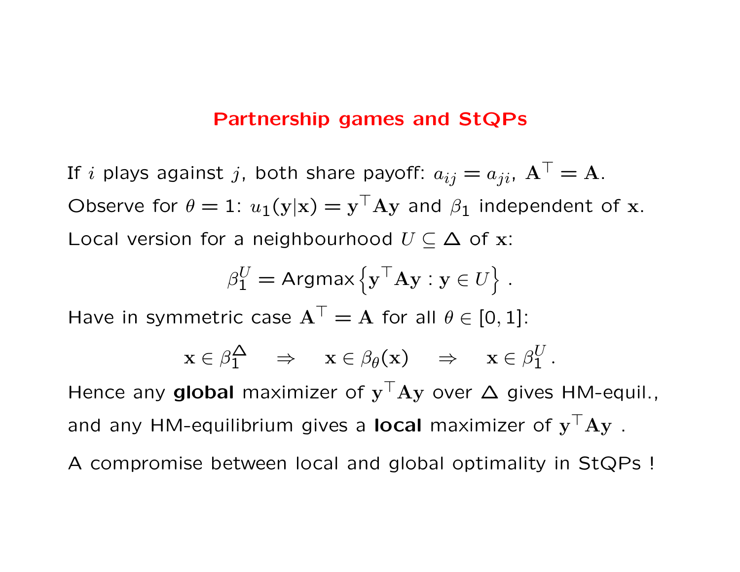## Partnership games and StQPs

If $i$ plays against $j$, both share payoff: $a_{ij} = a_{ji}$, $\mathbf{A}^\top = \mathbf{A}$.

Observe for $\theta = 1$: $u_1(\mathbf{y}|\mathbf{x}) = \mathbf{y}^\top \mathbf{A} \mathbf{y}$ and $\beta_1$ independent of $\mathbf{x}$.

Local version for a neighbourhood $U \subseteq \Delta$ of $\mathbf{x}$:

$$\beta_1^U = \text{Argmax}\left\{ \mathbf{y}^\top \mathbf{A} \mathbf{y} : \mathbf{y} \in U \right\} .$$

Have in symmetric case $\mathbf{A}^\top = \mathbf{A}$ for all $\theta \in [0, 1]$:

$$\mathbf{x} \in \beta_1^\Delta \quad \Rightarrow \quad \mathbf{x} \in \beta_\theta(\mathbf{x}) \quad \Rightarrow \quad \mathbf{x} \in \beta_1^U .$$

Hence any **global** maximizer of $\mathbf{y}^\top \mathbf{A} \mathbf{y}$ over $\Delta$ gives HM-equil.,

and any HM-equilibrium gives a **local** maximizer of $\mathbf{y}^\top \mathbf{A} \mathbf{y}$ .

A compromise between local and global optimality in StQPs !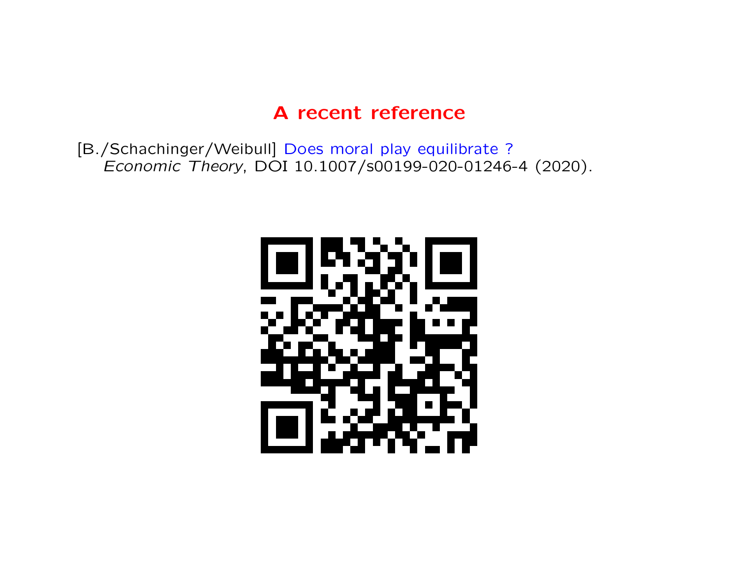# A recent reference

[B./Schachinger/Weibull] Does moral play equilibrate ?
*Economic Theory*, DOI 10.1007/s00199-020-01246-4 (2020).